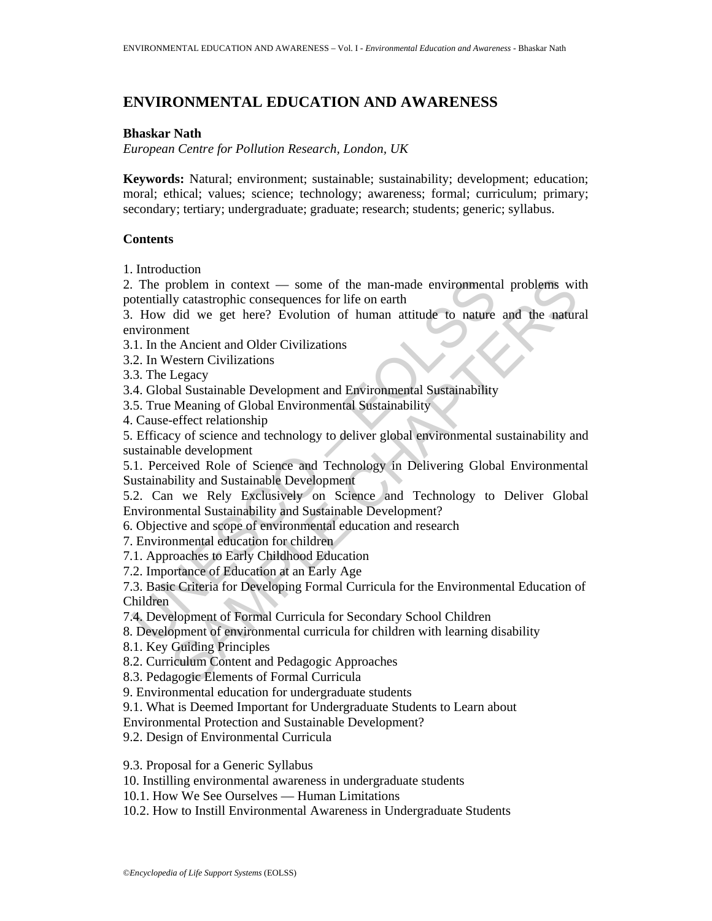# ENVIRONMENTAL EDUCATION AND AWARENESS

**Bhaskar Nath**

*European Centre for Pollution Research, London, UK*

**Keywords:** Natural; environment; sustainable; sustainability; development; education; moral; ethical; values; science; technology; awareness; formal; curriculum; primary; secondary; tertiary; undergraduate; graduate; research; students; generic; syllabus.

## Contents

1. Introduction
2. The problem in context — some of the man-made environmental problems with potentially catastrophic consequences for life on earth
3. How did we get here? Evolution of human attitude to nature and the natural environment
3.1. In the Ancient and Older Civilizations
3.2. In Western Civilizations
3.3. The Legacy
3.4. Global Sustainable Development and Environmental Sustainability
3.5. True Meaning of Global Environmental Sustainability
4. Cause-effect relationship
5. Efficacy of science and technology to deliver global environmental sustainability and sustainable development
5.1. Perceived Role of Science and Technology in Delivering Global Environmental Sustainability and Sustainable Development
5.2. Can we Rely Exclusively on Science and Technology to Deliver Global Environmental Sustainability and Sustainable Development?
6. Objective and scope of environmental education and research
7. Environmental education for children
7.1. Approaches to Early Childhood Education
7.2. Importance of Education at an Early Age
7.3. Basic Criteria for Developing Formal Curricula for the Environmental Education of Children
7.4. Development of Formal Curricula for Secondary School Children
8. Development of environmental curricula for children with learning disability
8.1. Key Guiding Principles
8.2. Curriculum Content and Pedagogic Approaches
8.3. Pedagogic Elements of Formal Curricula
9. Environmental education for undergraduate students
9.1. What is Deemed Important for Undergraduate Students to Learn about Environmental Protection and Sustainable Development?
9.2. Design of Environmental Curricula

9.3. Proposal for a Generic Syllabus
10. Instilling environmental awareness in undergraduate students
10.1. How We See Ourselves — Human Limitations
10.2. How to Instill Environmental Awareness in Undergraduate Students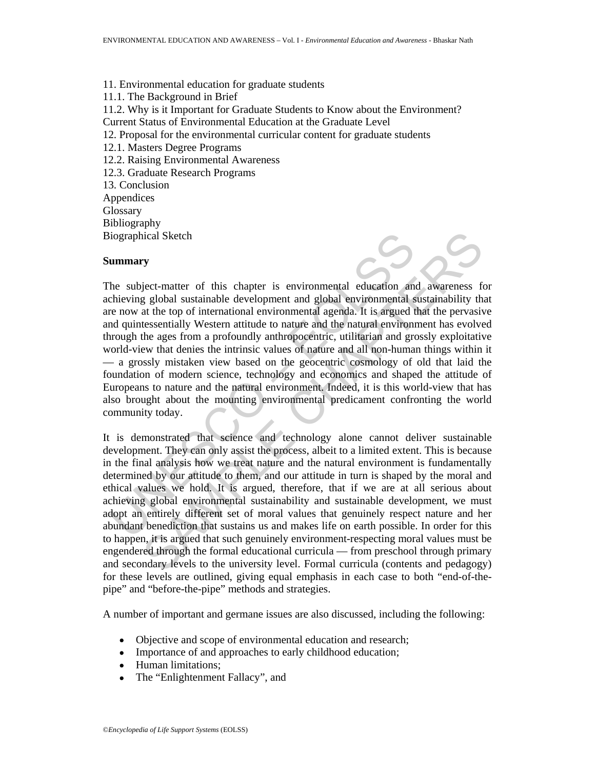11. Environmental education for graduate students
11.1. The Background in Brief
11.2. Why is it Important for Graduate Students to Know about the Environment? Current Status of Environmental Education at the Graduate Level
12. Proposal for the environmental curricular content for graduate students
12.1. Masters Degree Programs
12.2. Raising Environmental Awareness
12.3. Graduate Research Programs
13. Conclusion
Appendices
Glossary
Bibliography
Biographical Sketch

## Summary

The subject-matter of this chapter is environmental education and awareness for achieving global sustainable development and global environmental sustainability that are now at the top of international environmental agenda. It is argued that the pervasive and quintessentially Western attitude to nature and the natural environment has evolved through the ages from a profoundly anthropocentric, utilitarian and grossly exploitative world-view that denies the intrinsic values of nature and all non-human things within it — a grossly mistaken view based on the geocentric cosmology of old that laid the foundation of modern science, technology and economics and shaped the attitude of Europeans to nature and the natural environment. Indeed, it is this world-view that has also brought about the mounting environmental predicament confronting the world community today.

It is demonstrated that science and technology alone cannot deliver sustainable development. They can only assist the process, albeit to a limited extent. This is because in the final analysis how we treat nature and the natural environment is fundamentally determined by our attitude to them, and our attitude in turn is shaped by the moral and ethical values we hold. It is argued, therefore, that if we are at all serious about achieving global environmental sustainability and sustainable development, we must adopt an entirely different set of moral values that genuinely respect nature and her abundant benediction that sustains us and makes life on earth possible. In order for this to happen, it is argued that such genuinely environment-respecting moral values must be engendered through the formal educational curricula — from preschool through primary and secondary levels to the university level. Formal curricula (contents and pedagogy) for these levels are outlined, giving equal emphasis in each case to both "end-of-the-pipe" and "before-the-pipe" methods and strategies.

A number of important and germane issues are also discussed, including the following:

- Objective and scope of environmental education and research;
- Importance of and approaches to early childhood education;
- Human limitations;
- The "Enlightenment Fallacy", and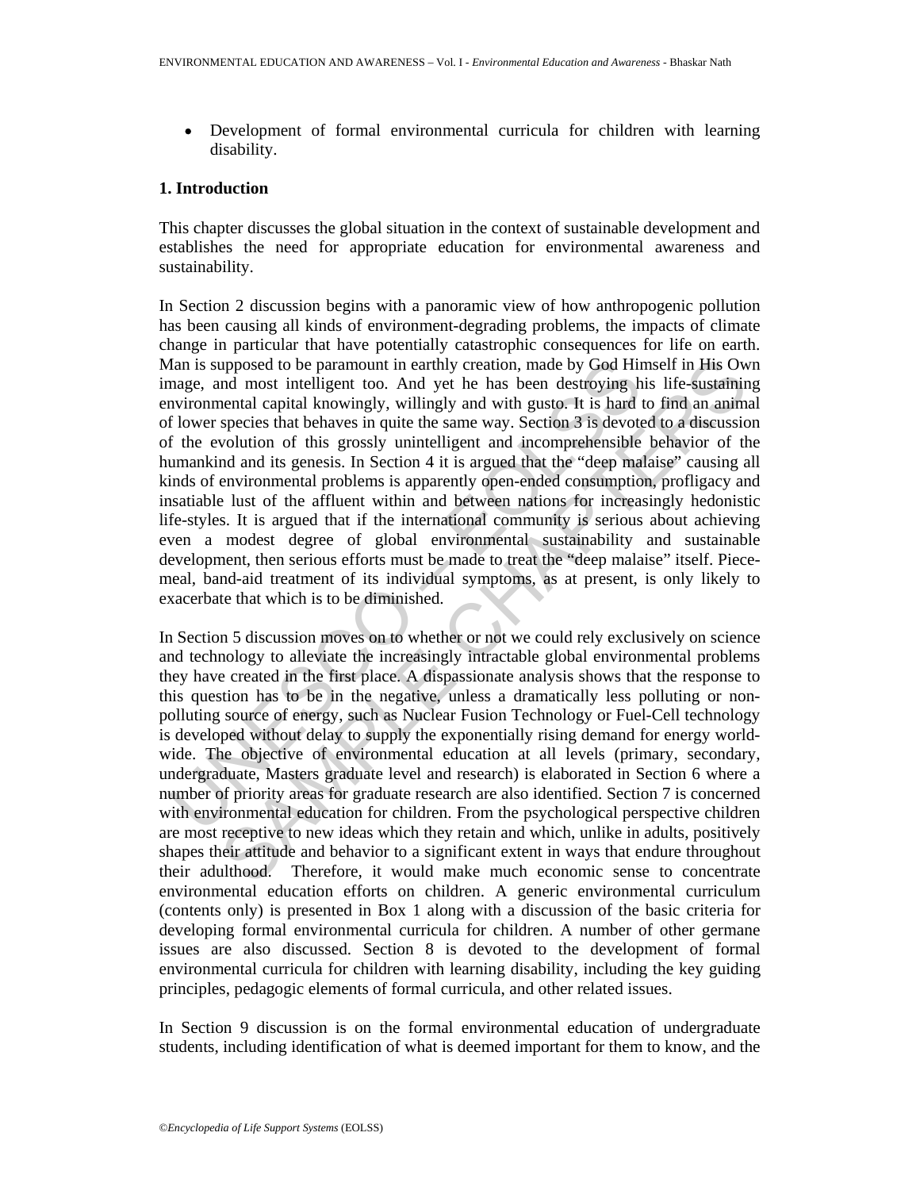- Development of formal environmental curricula for children with learning disability.

## 1. Introduction

This chapter discusses the global situation in the context of sustainable development and establishes the need for appropriate education for environmental awareness and sustainability.

In Section 2 discussion begins with a panoramic view of how anthropogenic pollution has been causing all kinds of environment-degrading problems, the impacts of climate change in particular that have potentially catastrophic consequences for life on earth. Man is supposed to be paramount in earthly creation, made by God Himself in His Own image, and most intelligent too. And yet he has been destroying his life-sustaining environmental capital knowingly, willingly and with gusto. It is hard to find an animal of lower species that behaves in quite the same way. Section 3 is devoted to a discussion of the evolution of this grossly unintelligent and incomprehensible behavior of the humankind and its genesis. In Section 4 it is argued that the "deep malaise" causing all kinds of environmental problems is apparently open-ended consumption, profligacy and insatiable lust of the affluent within and between nations for increasingly hedonistic life-styles. It is argued that if the international community is serious about achieving even a modest degree of global environmental sustainability and sustainable development, then serious efforts must be made to treat the "deep malaise" itself. Piece-meal, band-aid treatment of its individual symptoms, as at present, is only likely to exacerbate that which is to be diminished.

In Section 5 discussion moves on to whether or not we could rely exclusively on science and technology to alleviate the increasingly intractable global environmental problems they have created in the first place. A dispassionate analysis shows that the response to this question has to be in the negative, unless a dramatically less polluting or non-polluting source of energy, such as Nuclear Fusion Technology or Fuel-Cell technology is developed without delay to supply the exponentially rising demand for energy world-wide. The objective of environmental education at all levels (primary, secondary, undergraduate, Masters graduate level and research) is elaborated in Section 6 where a number of priority areas for graduate research are also identified. Section 7 is concerned with environmental education for children. From the psychological perspective children are most receptive to new ideas which they retain and which, unlike in adults, positively shapes their attitude and behavior to a significant extent in ways that endure throughout their adulthood. Therefore, it would make much economic sense to concentrate environmental education efforts on children. A generic environmental curriculum (contents only) is presented in Box 1 along with a discussion of the basic criteria for developing formal environmental curricula for children. A number of other germane issues are also discussed. Section 8 is devoted to the development of formal environmental curricula for children with learning disability, including the key guiding principles, pedagogic elements of formal curricula, and other related issues.

In Section 9 discussion is on the formal environmental education of undergraduate students, including identification of what is deemed important for them to know, and the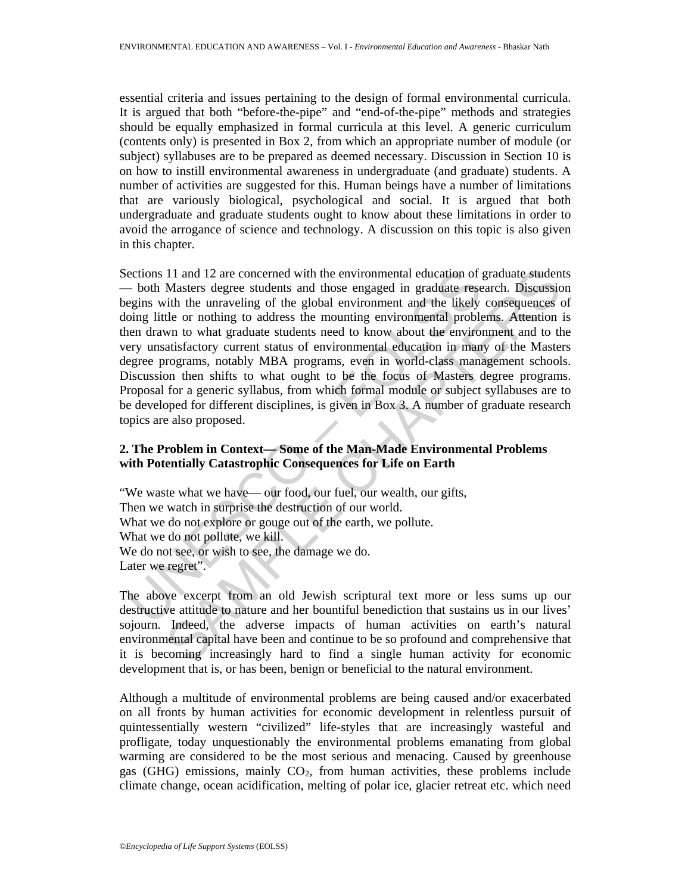essential criteria and issues pertaining to the design of formal environmental curricula. It is argued that both "before-the-pipe" and "end-of-the-pipe" methods and strategies should be equally emphasized in formal curricula at this level. A generic curriculum (contents only) is presented in Box 2, from which an appropriate number of module (or subject) syllabuses are to be prepared as deemed necessary. Discussion in Section 10 is on how to instill environmental awareness in undergraduate (and graduate) students. A number of activities are suggested for this. Human beings have a number of limitations that are variously biological, psychological and social. It is argued that both undergraduate and graduate students ought to know about these limitations in order to avoid the arrogance of science and technology. A discussion on this topic is also given in this chapter.

Sections 11 and 12 are concerned with the environmental education of graduate students — both Masters degree students and those engaged in graduate research. Discussion begins with the unraveling of the global environment and the likely consequences of doing little or nothing to address the mounting environmental problems. Attention is then drawn to what graduate students need to know about the environment and to the very unsatisfactory current status of environmental education in many of the Masters degree programs, notably MBA programs, even in world-class management schools. Discussion then shifts to what ought to be the focus of Masters degree programs. Proposal for a generic syllabus, from which formal module or subject syllabuses are to be developed for different disciplines, is given in Box 3. A number of graduate research topics are also proposed.

## 2. The Problem in Context— Some of the Man-Made Environmental Problems with Potentially Catastrophic Consequences for Life on Earth

"We waste what we have— our food, our fuel, our wealth, our gifts,
Then we watch in surprise the destruction of our world.
What we do not explore or gouge out of the earth, we pollute.
What we do not pollute, we kill.
We do not see, or wish to see, the damage we do.
Later we regret".

The above excerpt from an old Jewish scriptural text more or less sums up our destructive attitude to nature and her bountiful benediction that sustains us in our lives' sojourn. Indeed, the adverse impacts of human activities on earth's natural environmental capital have been and continue to be so profound and comprehensive that it is becoming increasingly hard to find a single human activity for economic development that is, or has been, benign or beneficial to the natural environment.

Although a multitude of environmental problems are being caused and/or exacerbated on all fronts by human activities for economic development in relentless pursuit of quintessentially western "civilized" life-styles that are increasingly wasteful and profligate, today unquestionably the environmental problems emanating from global warming are considered to be the most serious and menacing. Caused by greenhouse gas (GHG) emissions, mainly $CO_2$, from human activities, these problems include climate change, ocean acidification, melting of polar ice, glacier retreat etc. which need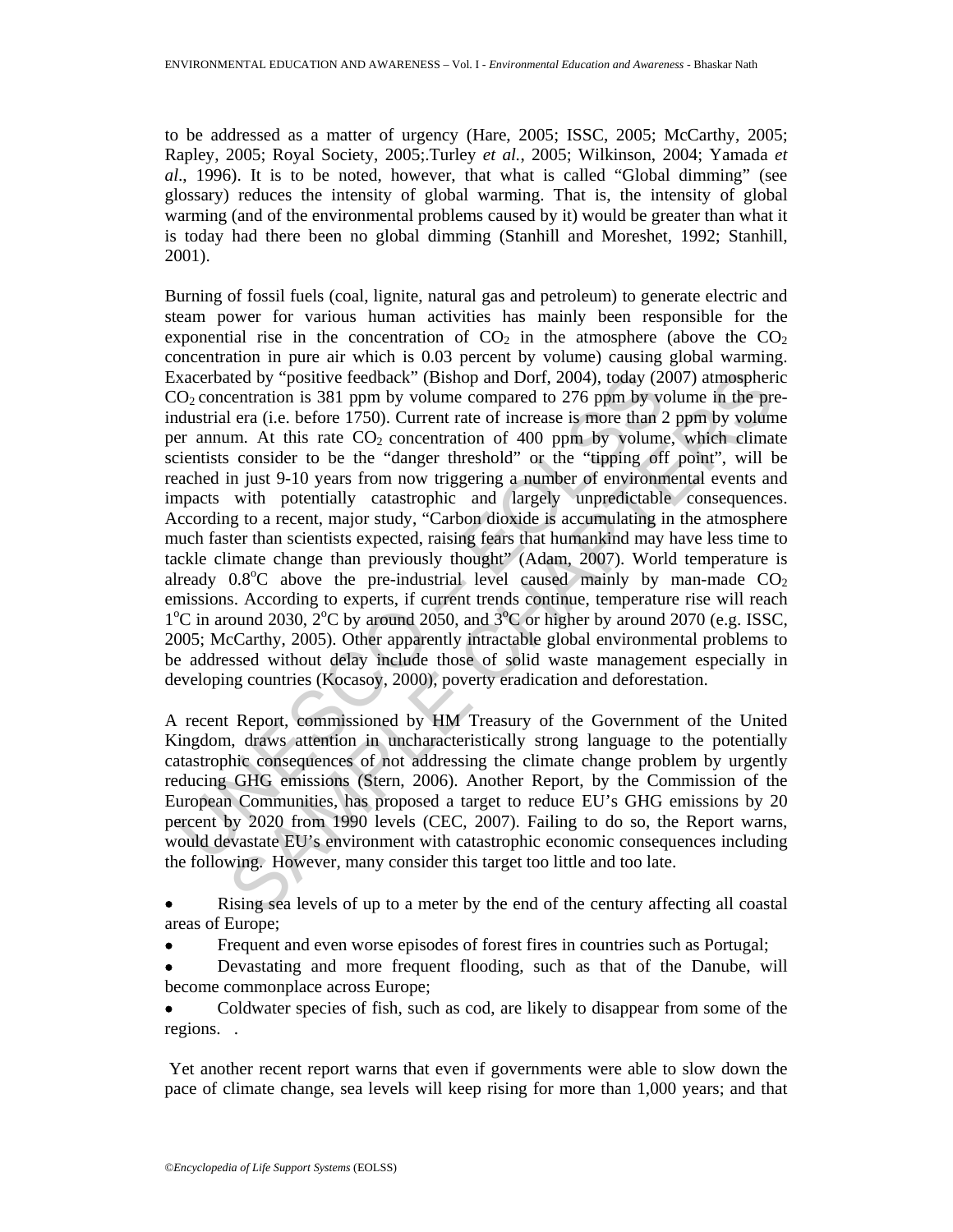to be addressed as a matter of urgency (Hare, 2005; ISSC, 2005; McCarthy, 2005; Rapley, 2005; Royal Society, 2005;.Turley *et al.*, 2005; Wilkinson, 2004; Yamada *et al*., 1996). It is to be noted, however, that what is called "Global dimming" (see glossary) reduces the intensity of global warming. That is, the intensity of global warming (and of the environmental problems caused by it) would be greater than what it is today had there been no global dimming (Stanhill and Moreshet, 1992; Stanhill, 2001).

Burning of fossil fuels (coal, lignite, natural gas and petroleum) to generate electric and steam power for various human activities has mainly been responsible for the exponential rise in the concentration of $CO_2$ in the atmosphere (above the $CO_2$ concentration in pure air which is 0.03 percent by volume) causing global warming. Exacerbated by "positive feedback" (Bishop and Dorf, 2004), today (2007) atmospheric $CO_2$ concentration is 381 ppm by volume compared to 276 ppm by volume in the pre-industrial era (i.e. before 1750). Current rate of increase is more than 2 ppm by volume per annum. At this rate $CO_2$ concentration of 400 ppm by volume, which climate scientists consider to be the "danger threshold" or the "tipping off point", will be reached in just 9-10 years from now triggering a number of environmental events and impacts with potentially catastrophic and largely unpredictable consequences. According to a recent, major study, "Carbon dioxide is accumulating in the atmosphere much faster than scientists expected, raising fears that humankind may have less time to tackle climate change than previously thought" (Adam, 2007). World temperature is already 0.8$^{o}$C above the pre-industrial level caused mainly by man-made $CO_2$ emissions. According to experts, if current trends continue, temperature rise will reach 1$^{o}$C in around 2030, 2$^{o}$C by around 2050, and 3$^{o}$C or higher by around 2070 (e.g. ISSC, 2005; McCarthy, 2005). Other apparently intractable global environmental problems to be addressed without delay include those of solid waste management especially in developing countries (Kocasoy, 2000), poverty eradication and deforestation.

A recent Report, commissioned by HM Treasury of the Government of the United Kingdom, draws attention in uncharacteristically strong language to the potentially catastrophic consequences of not addressing the climate change problem by urgently reducing GHG emissions (Stern, 2006). Another Report, by the Commission of the European Communities, has proposed a target to reduce EU's GHG emissions by 20 percent by 2020 from 1990 levels (CEC, 2007). Failing to do so, the Report warns, would devastate EU's environment with catastrophic economic consequences including the following. However, many consider this target too little and too late.

- Rising sea levels of up to a meter by the end of the century affecting all coastal areas of Europe;
- Frequent and even worse episodes of forest fires in countries such as Portugal;
- Devastating and more frequent flooding, such as that of the Danube, will become commonplace across Europe;
- Coldwater species of fish, such as cod, are likely to disappear from some of the regions. .

Yet another recent report warns that even if governments were able to slow down the pace of climate change, sea levels will keep rising for more than 1,000 years; and that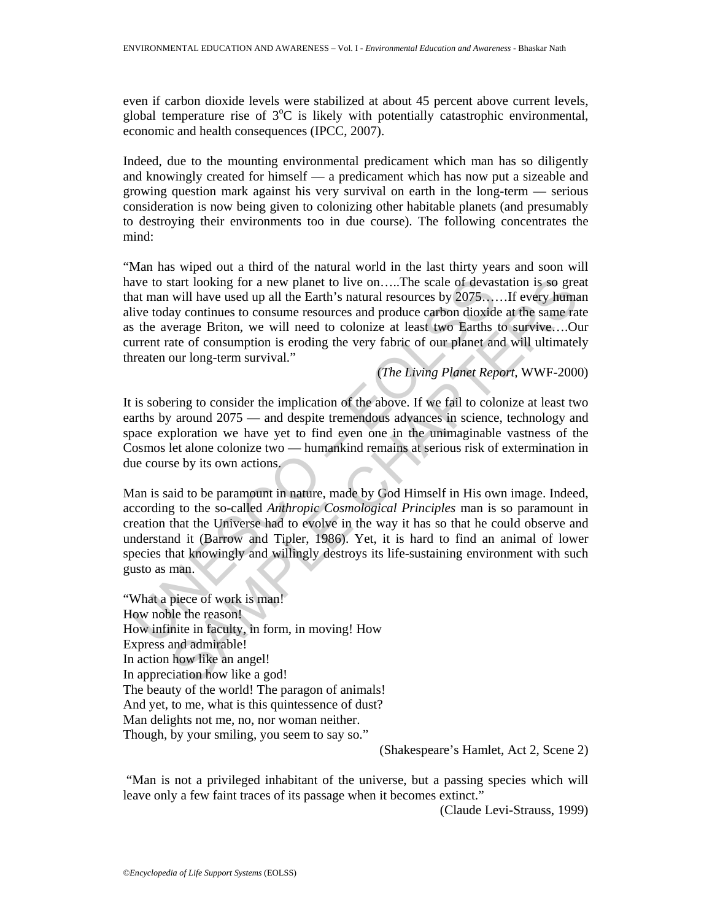even if carbon dioxide levels were stabilized at about 45 percent above current levels, global temperature rise of $3^oC$ is likely with potentially catastrophic environmental, economic and health consequences (IPCC, 2007).

Indeed, due to the mounting environmental predicament which man has so diligently and knowingly created for himself — a predicament which has now put a sizeable and growing question mark against his very survival on earth in the long-term — serious consideration is now being given to colonizing other habitable planets (and presumably to destroying their environments too in due course). The following concentrates the mind:

"Man has wiped out a third of the natural world in the last thirty years and soon will have to start looking for a new planet to live on…..The scale of devastation is so great that man will have used up all the Earth's natural resources by 2075……If every human alive today continues to consume resources and produce carbon dioxide at the same rate as the average Briton, we will need to colonize at least two Earths to survive….Our current rate of consumption is eroding the very fabric of our planet and will ultimately threaten our long-term survival."

(*The Living Planet Report*, WWF-2000)

It is sobering to consider the implication of the above. If we fail to colonize at least two earths by around 2075 — and despite tremendous advances in science, technology and space exploration we have yet to find even one in the unimaginable vastness of the Cosmos let alone colonize two — humankind remains at serious risk of extermination in due course by its own actions.

Man is said to be paramount in nature, made by God Himself in His own image. Indeed, according to the so-called *Anthropic Cosmological Principles* man is so paramount in creation that the Universe had to evolve in the way it has so that he could observe and understand it (Barrow and Tipler, 1986). Yet, it is hard to find an animal of lower species that knowingly and willingly destroys its life-sustaining environment with such gusto as man.

"What a piece of work is man!  
How noble the reason!  
How infinite in faculty, in form, in moving! How  
Express and admirable!  
In action how like an angel!  
In appreciation how like a god!  
The beauty of the world! The paragon of animals!  
And yet, to me, what is this quintessence of dust?  
Man delights not me, no, nor woman neither.  
Though, by your smiling, you seem to say so."

(Shakespeare's Hamlet, Act 2, Scene 2)

"Man is not a privileged inhabitant of the universe, but a passing species which will leave only a few faint traces of its passage when it becomes extinct."

(Claude Levi-Strauss, 1999)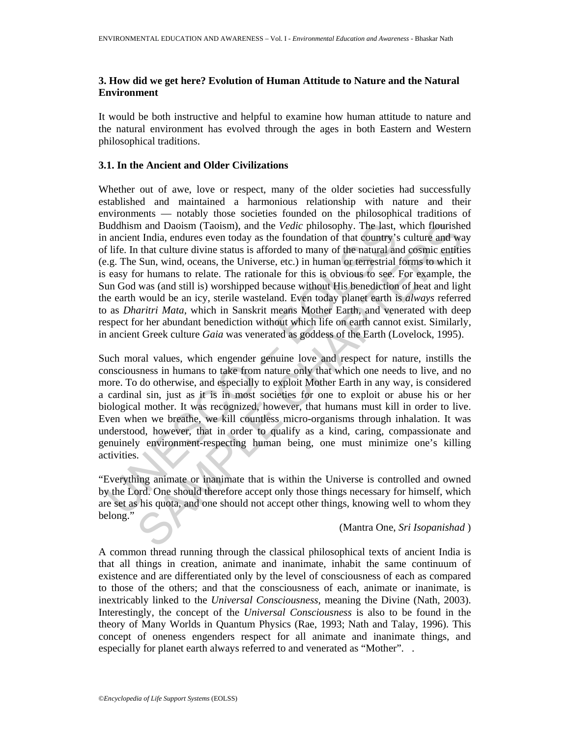## 3. How did we get here? Evolution of Human Attitude to Nature and the Natural Environment

It would be both instructive and helpful to examine how human attitude to nature and the natural environment has evolved through the ages in both Eastern and Western philosophical traditions.

### 3.1. In the Ancient and Older Civilizations

Whether out of awe, love or respect, many of the older societies had successfully established and maintained a harmonious relationship with nature and their environments — notably those societies founded on the philosophical traditions of Buddhism and Daoism (Taoism), and the *Vedic* philosophy. The last, which flourished in ancient India, endures even today as the foundation of that country's culture and way of life. In that culture divine status is afforded to many of the natural and cosmic entities (e.g. The Sun, wind, oceans, the Universe, etc.) in human or terrestrial forms to which it is easy for humans to relate. The rationale for this is obvious to see. For example, the Sun God was (and still is) worshipped because without His benediction of heat and light the earth would be an icy, sterile wasteland. Even today planet earth is *always* referred to as *Dharitri Mata*, which in Sanskrit means Mother Earth, and venerated with deep respect for her abundant benediction without which life on earth cannot exist. Similarly, in ancient Greek culture *Gaia* was venerated as goddess of the Earth (Lovelock, 1995).

Such moral values, which engender genuine love and respect for nature, instills the consciousness in humans to take from nature only that which one needs to live, and no more. To do otherwise, and especially to exploit Mother Earth in any way, is considered a cardinal sin, just as it is in most societies for one to exploit or abuse his or her biological mother. It was recognized, however, that humans must kill in order to live. Even when we breathe, we kill countless micro-organisms through inhalation. It was understood, however, that in order to qualify as a kind, caring, compassionate and genuinely environment-respecting human being, one must minimize one's killing activities.

"Everything animate or inanimate that is within the Universe is controlled and owned by the Lord. One should therefore accept only those things necessary for himself, which are set as his quota, and one should not accept other things, knowing well to whom they belong."

(Mantra One, *Sri Isopanishad* )

A common thread running through the classical philosophical texts of ancient India is that all things in creation, animate and inanimate, inhabit the same continuum of existence and are differentiated only by the level of consciousness of each as compared to those of the others; and that the consciousness of each, animate or inanimate, is inextricably linked to the *Universal Consciousness*, meaning the Divine (Nath, 2003). Interestingly, the concept of the *Universal Consciousness* is also to be found in the theory of Many Worlds in Quantum Physics (Rae, 1993; Nath and Talay, 1996). This concept of oneness engenders respect for all animate and inanimate things, and especially for planet earth always referred to and venerated as "Mother".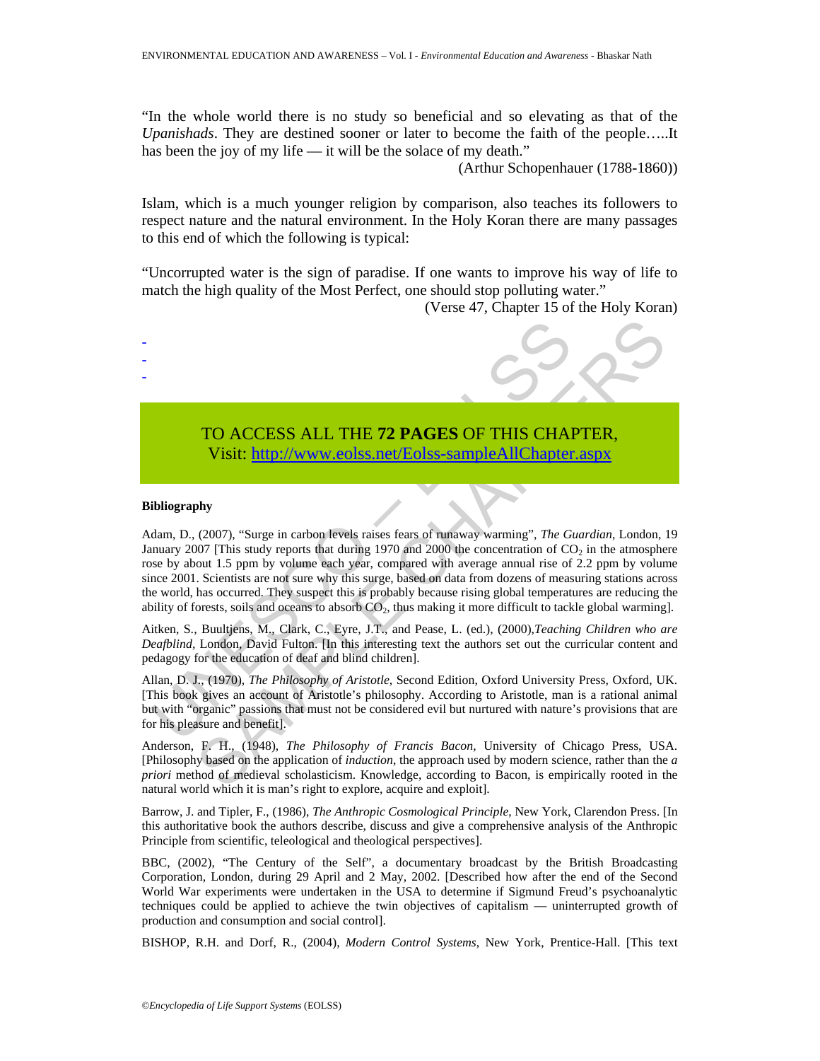"In the whole world there is no study so beneficial and so elevating as that of the *Upanishads*. They are destined sooner or later to become the faith of the people…..It has been the joy of my life — it will be the solace of my death."

(Arthur Schopenhauer (1788-1860))

Islam, which is a much younger religion by comparison, also teaches its followers to respect nature and the natural environment. In the Holy Koran there are many passages to this end of which the following is typical:

"Uncorrupted water is the sign of paradise. If one wants to improve his way of life to match the high quality of the Most Perfect, one should stop polluting water."

(Verse 47, Chapter 15 of the Holy Koran)

-
-
-

TO ACCESS ALL THE **72 PAGES** OF THIS CHAPTER,
Visit: http://www.eolss.net/Eolss-sampleAllChapter.aspx

**Bibliography**

Adam, D., (2007), "Surge in carbon levels raises fears of runaway warming", *The Guardian*, London, 19 January 2007 [This study reports that during 1970 and 2000 the concentration of $CO_2$ in the atmosphere rose by about 1.5 ppm by volume each year, compared with average annual rise of 2.2 ppm by volume since 2001. Scientists are not sure why this surge, based on data from dozens of measuring stations across the world, has occurred. They suspect this is probably because rising global temperatures are reducing the ability of forests, soils and oceans to absorb $CO_2$, thus making it more difficult to tackle global warming].

Aitken, S., Buultjens, M., Clark, C., Eyre, J.T., and Pease, L. (ed.), (2000),*Teaching Children who are Deafblind*, London, David Fulton. [In this interesting text the authors set out the curricular content and pedagogy for the education of deaf and blind children].

Allan, D. J., (1970), *The Philosophy of Aristotle*, Second Edition, Oxford University Press, Oxford, UK. [This book gives an account of Aristotle's philosophy. According to Aristotle, man is a rational animal but with "organic" passions that must not be considered evil but nurtured with nature's provisions that are for his pleasure and benefit].

Anderson, F. H., (1948), *The Philosophy of Francis Bacon*, University of Chicago Press, USA. [Philosophy based on the application of *induction*, the approach used by modern science, rather than the *a priori* method of medieval scholasticism. Knowledge, according to Bacon, is empirically rooted in the natural world which it is man's right to explore, acquire and exploit].

Barrow, J. and Tipler, F., (1986), *The Anthropic Cosmological Principle*, New York, Clarendon Press. [In this authoritative book the authors describe, discuss and give a comprehensive analysis of the Anthropic Principle from scientific, teleological and theological perspectives].

BBC, (2002), "The Century of the Self", a documentary broadcast by the British Broadcasting Corporation, London, during 29 April and 2 May, 2002. [Described how after the end of the Second World War experiments were undertaken in the USA to determine if Sigmund Freud's psychoanalytic techniques could be applied to achieve the twin objectives of capitalism — uninterrupted growth of production and consumption and social control].

BISHOP, R.H. and Dorf, R., (2004), *Modern Control Systems*, New York, Prentice-Hall. [This text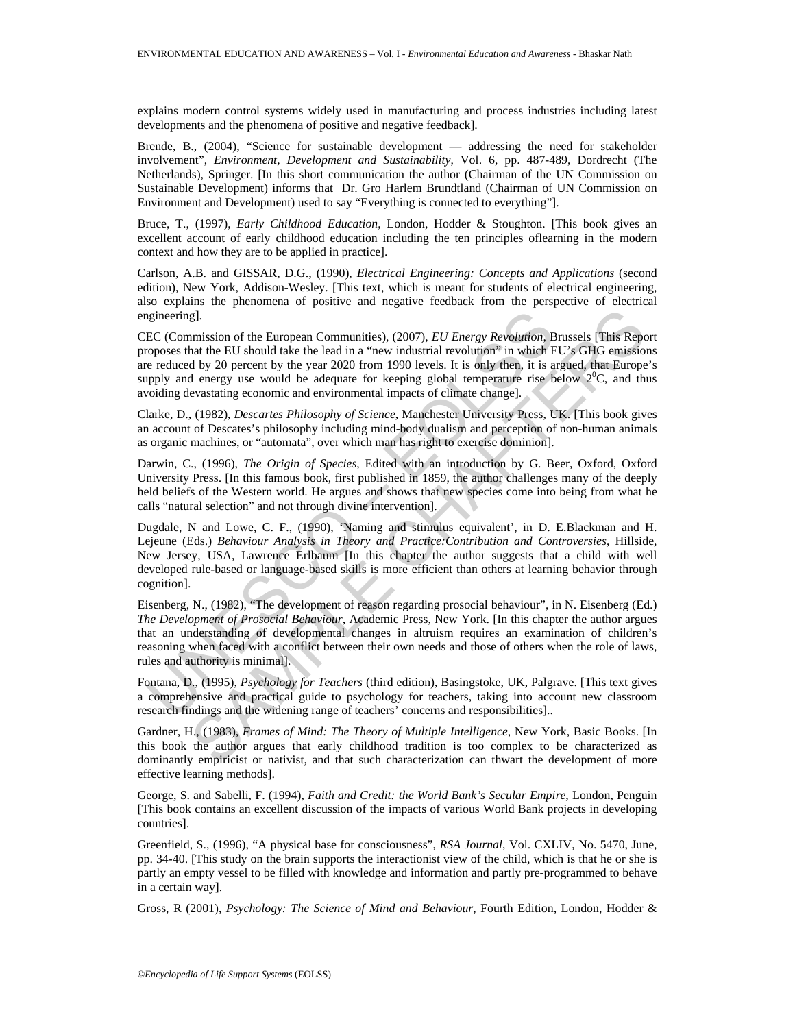explains modern control systems widely used in manufacturing and process industries including latest developments and the phenomena of positive and negative feedback].

Brende, B., (2004), "Science for sustainable development — addressing the need for stakeholder involvement", *Environment, Development and Sustainability*, Vol. 6, pp. 487-489, Dordrecht (The Netherlands), Springer. [In this short communication the author (Chairman of the UN Commission on Sustainable Development) informs that Dr. Gro Harlem Brundtland (Chairman of UN Commission on Environment and Development) used to say "Everything is connected to everything"].

Bruce, T., (1997), *Early Childhood Education*, London, Hodder & Stoughton. [This book gives an excellent account of early childhood education including the ten principles oflearning in the modern context and how they are to be applied in practice].

Carlson, A.B. and GISSAR, D.G., (1990), *Electrical Engineering: Concepts and Applications* (second edition), New York, Addison-Wesley. [This text, which is meant for students of electrical engineering, also explains the phenomena of positive and negative feedback from the perspective of electrical engineering].

CEC (Commission of the European Communities), (2007), *EU Energy Revolution*, Brussels [This Report proposes that the EU should take the lead in a "new industrial revolution" in which EU's GHG emissions are reduced by 20 percent by the year 2020 from 1990 levels. It is only then, it is argued, that Europe's supply and energy use would be adequate for keeping global temperature rise below $2^0$C, and thus avoiding devastating economic and environmental impacts of climate change].

Clarke, D., (1982), *Descartes Philosophy of Science*, Manchester University Press, UK. [This book gives an account of Descartes's philosophy including mind-body dualism and perception of non-human animals as organic machines, or "automata", over which man has right to exercise dominion].

Darwin, C., (1996), *The Origin of Species*, Edited with an introduction by G. Beer, Oxford, Oxford University Press. [In this famous book, first published in 1859, the author challenges many of the deeply held beliefs of the Western world. He argues and shows that new species come into being from what he calls "natural selection" and not through divine intervention].

Dugdale, N and Lowe, C. F., (1990), 'Naming and stimulus equivalent', in D. E.Blackman and H. Lejeune (Eds.) *Behaviour Analysis in Theory and Practice:Contribution and Controversies*, Hillside, New Jersey, USA, Lawrence Erlbaum [In this chapter the author suggests that a child with well developed rule-based or language-based skills is more efficient than others at learning behavior through cognition].

Eisenberg, N., (1982), "The development of reason regarding prosocial behaviour", in N. Eisenberg (Ed.) *The Development of Prosocial Behaviour*, Academic Press, New York. [In this chapter the author argues that an understanding of developmental changes in altruism requires an examination of children's reasoning when faced with a conflict between their own needs and those of others when the role of laws, rules and authority is minimal].

Fontana, D., (1995), *Psychology for Teachers* (third edition), Basingstoke, UK, Palgrave. [This text gives a comprehensive and practical guide to psychology for teachers, taking into account new classroom research findings and the widening range of teachers' concerns and responsibilities]..

Gardner, H., (1983), *Frames of Mind: The Theory of Multiple Intelligence*, New York, Basic Books. [In this book the author argues that early childhood tradition is too complex to be characterized as dominantly empiricist or nativist, and that such characterization can thwart the development of more effective learning methods].

George, S. and Sabelli, F. (1994), *Faith and Credit: the World Bank's Secular Empire*, London, Penguin [This book contains an excellent discussion of the impacts of various World Bank projects in developing countries].

Greenfield, S., (1996), "A physical base for consciousness", *RSA Journal*, Vol. CXLIV, No. 5470, June, pp. 34-40. [This study on the brain supports the interactionist view of the child, which is that he or she is partly an empty vessel to be filled with knowledge and information and partly pre-programmed to behave in a certain way].

Gross, R (2001), *Psychology: The Science of Mind and Behaviour*, Fourth Edition, London, Hodder &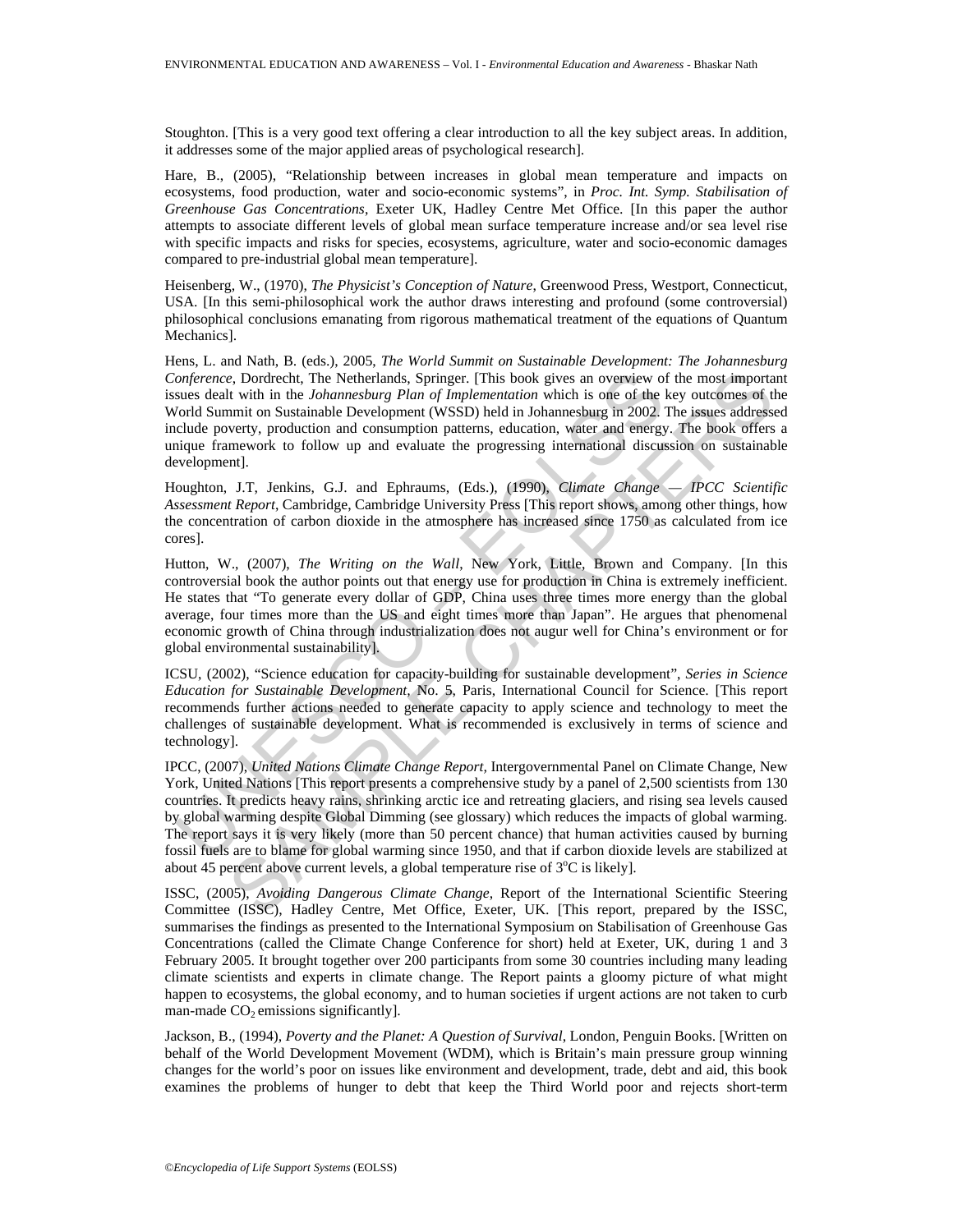Stoughton. [This is a very good text offering a clear introduction to all the key subject areas. In addition, it addresses some of the major applied areas of psychological research].

Hare, B., (2005), "Relationship between increases in global mean temperature and impacts on ecosystems, food production, water and socio-economic systems", in *Proc. Int. Symp. Stabilisation of Greenhouse Gas Concentrations*, Exeter UK, Hadley Centre Met Office. [In this paper the author attempts to associate different levels of global mean surface temperature increase and/or sea level rise with specific impacts and risks for species, ecosystems, agriculture, water and socio-economic damages compared to pre-industrial global mean temperature].

Heisenberg, W., (1970), *The Physicist's Conception of Nature*, Greenwood Press, Westport, Connecticut, USA. [In this semi-philosophical work the author draws interesting and profound (some controversial) philosophical conclusions emanating from rigorous mathematical treatment of the equations of Quantum Mechanics].

Hens, L. and Nath, B. (eds.), 2005, *The World Summit on Sustainable Development: The Johannesburg Conference*, Dordrecht, The Netherlands, Springer. [This book gives an overview of the most important issues dealt with in the *Johannesburg Plan of Implementation* which is one of the key outcomes of the World Summit on Sustainable Development (WSSD) held in Johannesburg in 2002. The issues addressed include poverty, production and consumption patterns, education, water and energy. The book offers a unique framework to follow up and evaluate the progressing international discussion on sustainable development].

Houghton, J.T, Jenkins, G.J. and Ephraums, (Eds.), (1990), *Climate Change — IPCC Scientific Assessment Report*, Cambridge, Cambridge University Press [This report shows, among other things, how the concentration of carbon dioxide in the atmosphere has increased since 1750 as calculated from ice cores].

Hutton, W., (2007), *The Writing on the Wall*, New York, Little, Brown and Company. [In this controversial book the author points out that energy use for production in China is extremely inefficient. He states that "To generate every dollar of GDP, China uses three times more energy than the global average, four times more than the US and eight times more than Japan". He argues that phenomenal economic growth of China through industrialization does not augur well for China's environment or for global environmental sustainability].

ICSU, (2002), "Science education for capacity-building for sustainable development", *Series in Science Education for Sustainable Development*, No. 5, Paris, International Council for Science. [This report recommends further actions needed to generate capacity to apply science and technology to meet the challenges of sustainable development. What is recommended is exclusively in terms of science and technology].

IPCC, (2007), *United Nations Climate Change Report*, Intergovernmental Panel on Climate Change, New York, United Nations [This report presents a comprehensive study by a panel of 2,500 scientists from 130 countries. It predicts heavy rains, shrinking arctic ice and retreating glaciers, and rising sea levels caused by global warming despite Global Dimming (see glossary) which reduces the impacts of global warming. The report says it is very likely (more than 50 percent chance) that human activities caused by burning fossil fuels are to blame for global warming since 1950, and that if carbon dioxide levels are stabilized at about 45 percent above current levels, a global temperature rise of 3$^{o}$C is likely].

ISSC, (2005), *Avoiding Dangerous Climate Change*, Report of the International Scientific Steering Committee (ISSC), Hadley Centre, Met Office, Exeter, UK. [This report, prepared by the ISSC, summarises the findings as presented to the International Symposium on Stabilisation of Greenhouse Gas Concentrations (called the Climate Change Conference for short) held at Exeter, UK, during 1 and 3 February 2005. It brought together over 200 participants from some 30 countries including many leading climate scientists and experts in climate change. The Report paints a gloomy picture of what might happen to ecosystems, the global economy, and to human societies if urgent actions are not taken to curb man-made $CO_2$ emissions significantly].

Jackson, B., (1994), *Poverty and the Planet: A Question of Survival*, London, Penguin Books. [Written on behalf of the World Development Movement (WDM), which is Britain's main pressure group winning changes for the world's poor on issues like environment and development, trade, debt and aid, this book examines the problems of hunger to debt that keep the Third World poor and rejects short-term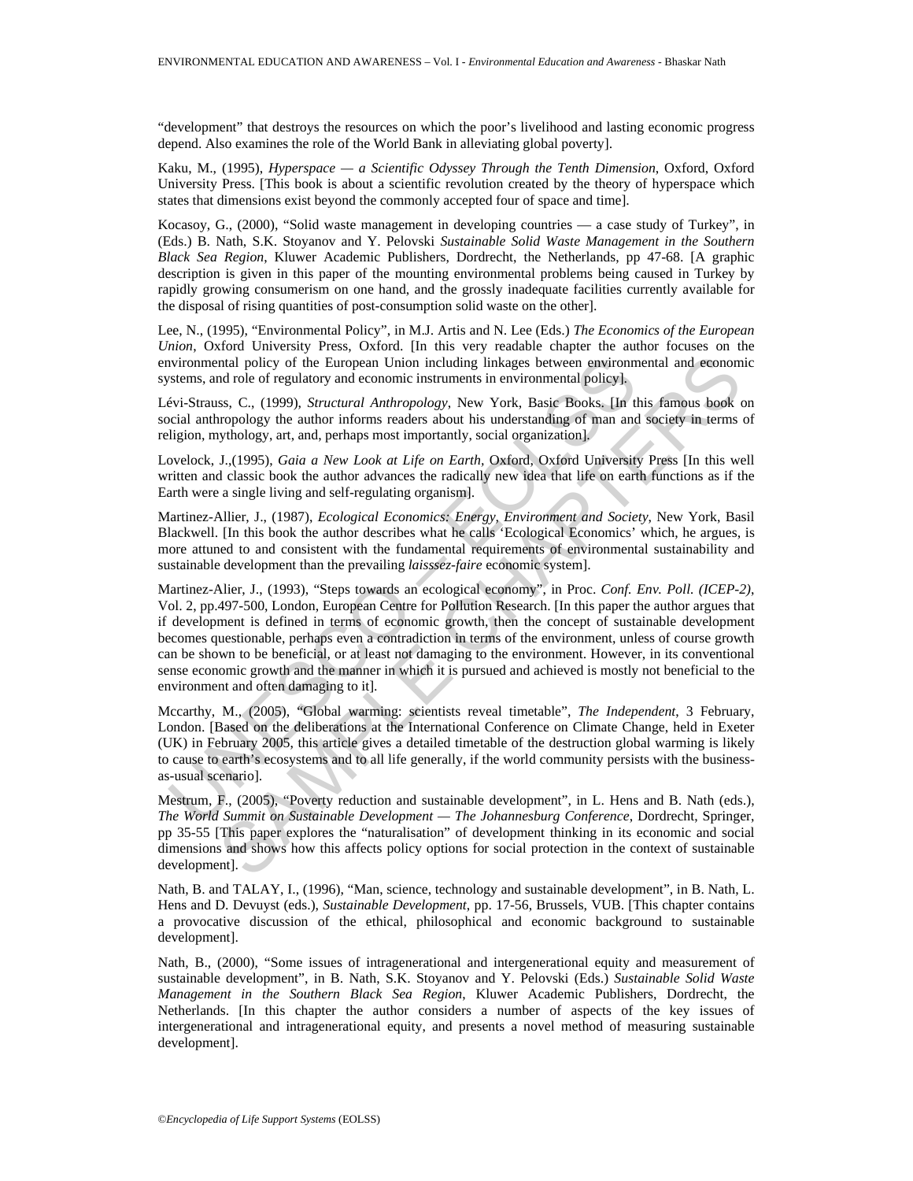"development" that destroys the resources on which the poor's livelihood and lasting economic progress depend. Also examines the role of the World Bank in alleviating global poverty].

Kaku, M., (1995), *Hyperspace — a Scientific Odyssey Through the Tenth Dimension*, Oxford, Oxford University Press. [This book is about a scientific revolution created by the theory of hyperspace which states that dimensions exist beyond the commonly accepted four of space and time].

Kocasoy, G., (2000), "Solid waste management in developing countries — a case study of Turkey", in (Eds.) B. Nath, S.K. Stoyanov and Y. Pelovski *Sustainable Solid Waste Management in the Southern Black Sea Region*, Kluwer Academic Publishers, Dordrecht, the Netherlands, pp 47-68. [A graphic description is given in this paper of the mounting environmental problems being caused in Turkey by rapidly growing consumerism on one hand, and the grossly inadequate facilities currently available for the disposal of rising quantities of post-consumption solid waste on the other].

Lee, N., (1995), "Environmental Policy", in M.J. Artis and N. Lee (Eds.) *The Economics of the European Union*, Oxford University Press, Oxford. [In this very readable chapter the author focuses on the environmental policy of the European Union including linkages between environmental and economic systems, and role of regulatory and economic instruments in environmental policy].

Lévi-Strauss, C., (1999), *Structural Anthropology*, New York, Basic Books. [In this famous book on social anthropology the author informs readers about his understanding of man and society in terms of religion, mythology, art, and, perhaps most importantly, social organization].

Lovelock, J.,(1995), *Gaia a New Look at Life on Earth*, Oxford, Oxford University Press [In this well written and classic book the author advances the radically new idea that life on earth functions as if the Earth were a single living and self-regulating organism].

Martinez-Allier, J., (1987), *Ecological Economics: Energy, Environment and Society*, New York, Basil Blackwell. [In this book the author describes what he calls 'Ecological Economics' which, he argues, is more attuned to and consistent with the fundamental requirements of environmental sustainability and sustainable development than the prevailing *laisssez-faire* economic system].

Martinez-Alier, J., (1993), "Steps towards an ecological economy", in Proc. *Conf. Env. Poll. (ICEP-2)*, Vol. 2, pp.497-500, London, European Centre for Pollution Research. [In this paper the author argues that if development is defined in terms of economic growth, then the concept of sustainable development becomes questionable, perhaps even a contradiction in terms of the environment, unless of course growth can be shown to be beneficial, or at least not damaging to the environment. However, in its conventional sense economic growth and the manner in which it is pursued and achieved is mostly not beneficial to the environment and often damaging to it].

Mccarthy, M., (2005), "Global warming: scientists reveal timetable", *The Independent*, 3 February, London. [Based on the deliberations at the International Conference on Climate Change, held in Exeter (UK) in February 2005, this article gives a detailed timetable of the destruction global warming is likely to cause to earth's ecosystems and to all life generally, if the world community persists with the business-as-usual scenario].

Mestrum, F., (2005), "Poverty reduction and sustainable development", in L. Hens and B. Nath (eds.), *The World Summit on Sustainable Development — The Johannesburg Conference*, Dordrecht, Springer, pp 35-55 [This paper explores the "naturalisation" of development thinking in its economic and social dimensions and shows how this affects policy options for social protection in the context of sustainable development].

Nath, B. and TALAY, I., (1996), "Man, science, technology and sustainable development", in B. Nath, L. Hens and D. Devuyst (eds.), *Sustainable Development*, pp. 17-56, Brussels, VUB. [This chapter contains a provocative discussion of the ethical, philosophical and economic background to sustainable development].

Nath, B., (2000), "Some issues of intragenerational and intergenerational equity and measurement of sustainable development", in B. Nath, S.K. Stoyanov and Y. Pelovski (Eds.) *Sustainable Solid Waste Management in the Southern Black Sea Region*, Kluwer Academic Publishers, Dordrecht, the Netherlands. [In this chapter the author considers a number of aspects of the key issues of intergenerational and intragenerational equity, and presents a novel method of measuring sustainable development].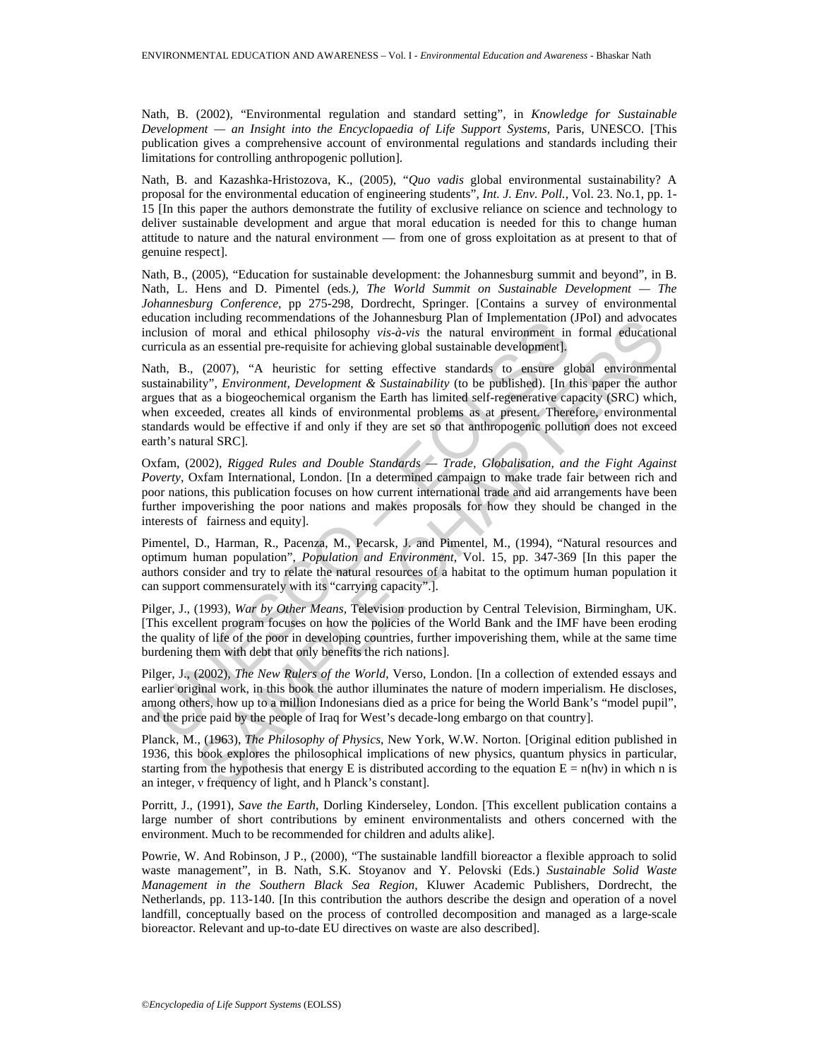Nath, B. (2002), "Environmental regulation and standard setting", in *Knowledge for Sustainable Development — an Insight into the Encyclopaedia of Life Support Systems,* Paris, UNESCO. [This publication gives a comprehensive account of environmental regulations and standards including their limitations for controlling anthropogenic pollution].

Nath, B. and Kazashka-Hristozova, K., (2005), "*Quo vadis* global environmental sustainability? A proposal for the environmental education of engineering students", *Int. J. Env. Poll.,* Vol. 23. No.1, pp. 1-15 [In this paper the authors demonstrate the futility of exclusive reliance on science and technology to deliver sustainable development and argue that moral education is needed for this to change human attitude to nature and the natural environment — from one of gross exploitation as at present to that of genuine respect].

Nath, B., (2005), "Education for sustainable development: the Johannesburg summit and beyond", in B. Nath, L. Hens and D. Pimentel (eds*.), The World Summit on Sustainable Development — The Johannesburg Conference,* pp 275-298, Dordrecht, Springer. [Contains a survey of environmental education including recommendations of the Johannesburg Plan of Implementation (JPoI) and advocates inclusion of moral and ethical philosophy *vis-à-vis* the natural environment in formal educational curricula as an essential pre-requisite for achieving global sustainable development].

Nath, B., (2007), "A heuristic for setting effective standards to ensure global environmental sustainability", *Environment, Development & Sustainability* (to be published). [In this paper the author argues that as a biogeochemical organism the Earth has limited self-regenerative capacity (SRC) which, when exceeded, creates all kinds of environmental problems as at present. Therefore, environmental standards would be effective if and only if they are set so that anthropogenic pollution does not exceed earth's natural SRC].

Oxfam, (2002), *Rigged Rules and Double Standards — Trade, Globalisation, and the Fight Against Poverty*, Oxfam International, London. [In a determined campaign to make trade fair between rich and poor nations, this publication focuses on how current international trade and aid arrangements have been further impoverishing the poor nations and makes proposals for how they should be changed in the interests of fairness and equity].

Pimentel, D., Harman, R., Pacenza, M., Pecarsk, J. and Pimentel, M., (1994), "Natural resources and optimum human population", *Population and Environment*, Vol. 15, pp. 347-369 [In this paper the authors consider and try to relate the natural resources of a habitat to the optimum human population it can support commensurately with its "carrying capacity".].

Pilger, J., (1993), *War by Other Means*, Television production by Central Television, Birmingham, UK. [This excellent program focuses on how the policies of the World Bank and the IMF have been eroding the quality of life of the poor in developing countries, further impoverishing them, while at the same time burdening them with debt that only benefits the rich nations].

Pilger, J., (2002), *The New Rulers of the World*, Verso, London. [In a collection of extended essays and earlier original work, in this book the author illuminates the nature of modern imperialism. He discloses, among others, how up to a million Indonesians died as a price for being the World Bank's "model pupil", and the price paid by the people of Iraq for West's decade-long embargo on that country].

Planck, M., (1963), *The Philosophy of Physics*, New York, W.W. Norton. [Original edition published in 1936, this book explores the philosophical implications of new physics, quantum physics in particular, starting from the hypothesis that energy E is distributed according to the equation $E = n(h\nu)$ in which n is an integer, ν frequency of light, and h Planck's constant].

Porritt, J., (1991), *Save the Earth*, Dorling Kinderseley, London. [This excellent publication contains a large number of short contributions by eminent environmentalists and others concerned with the environment. Much to be recommended for children and adults alike].

Powrie, W. And Robinson, J P., (2000), "The sustainable landfill bioreactor a flexible approach to solid waste management", in B. Nath, S.K. Stoyanov and Y. Pelovski (Eds.) *Sustainable Solid Waste Management in the Southern Black Sea Region*, Kluwer Academic Publishers, Dordrecht, the Netherlands, pp. 113-140. [In this contribution the authors describe the design and operation of a novel landfill, conceptually based on the process of controlled decomposition and managed as a large-scale bioreactor. Relevant and up-to-date EU directives on waste are also described].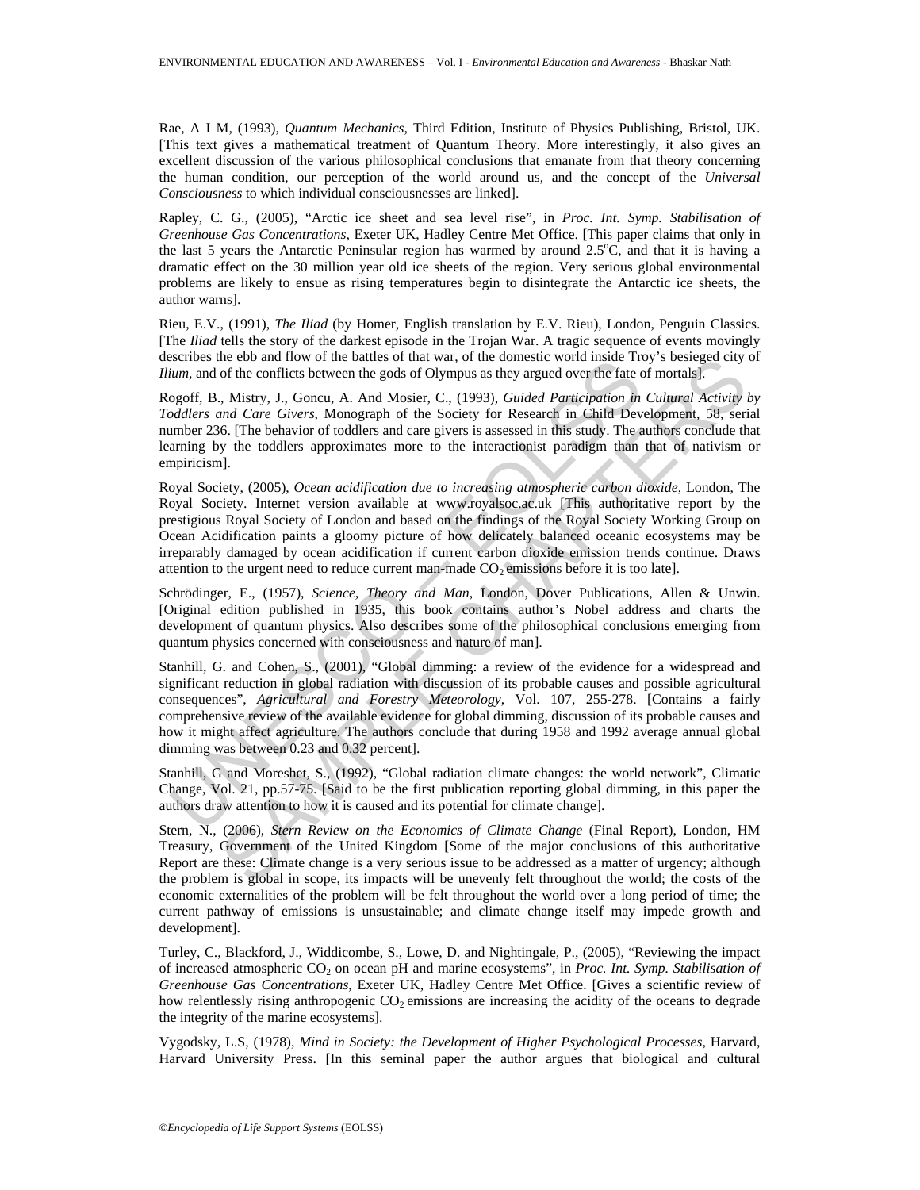Rae, A I M, (1993), *Quantum Mechanics*, Third Edition, Institute of Physics Publishing, Bristol, UK. [This text gives a mathematical treatment of Quantum Theory. More interestingly, it also gives an excellent discussion of the various philosophical conclusions that emanate from that theory concerning the human condition, our perception of the world around us, and the concept of the *Universal Consciousness* to which individual consciousnesses are linked].

Rapley, C. G., (2005), "Arctic ice sheet and sea level rise", in *Proc. Int. Symp. Stabilisation of Greenhouse Gas Concentrations*, Exeter UK, Hadley Centre Met Office. [This paper claims that only in the last 5 years the Antarctic Peninsular region has warmed by around 2.5°C, and that it is having a dramatic effect on the 30 million year old ice sheets of the region. Very serious global environmental problems are likely to ensue as rising temperatures begin to disintegrate the Antarctic ice sheets, the author warns].

Rieu, E.V., (1991), *The Iliad* (by Homer, English translation by E.V. Rieu), London, Penguin Classics. [The *Iliad* tells the story of the darkest episode in the Trojan War. A tragic sequence of events movingly describes the ebb and flow of the battles of that war, of the domestic world inside Troy's besieged city of *Ilium*, and of the conflicts between the gods of Olympus as they argued over the fate of mortals].

Rogoff, B., Mistry, J., Goncu, A. And Mosier, C., (1993), *Guided Participation in Cultural Activity by Toddlers and Care Givers*, Monograph of the Society for Research in Child Development, 58, serial number 236. [The behavior of toddlers and care givers is assessed in this study. The authors conclude that learning by the toddlers approximates more to the interactionist paradigm than that of nativism or empiricism].

Royal Society, (2005), *Ocean acidification due to increasing atmospheric carbon dioxide*, London, The Royal Society. Internet version available at www.royalsoc.ac.uk [This authoritative report by the prestigious Royal Society of London and based on the findings of the Royal Society Working Group on Ocean Acidification paints a gloomy picture of how delicately balanced oceanic ecosystems may be irreparably damaged by ocean acidification if current carbon dioxide emission trends continue. Draws attention to the urgent need to reduce current man-made $CO_2$ emissions before it is too late].

Schrödinger, E., (1957), *Science, Theory and Man*, London, Dover Publications, Allen & Unwin. [Original edition published in 1935, this book contains author's Nobel address and charts the development of quantum physics. Also describes some of the philosophical conclusions emerging from quantum physics concerned with consciousness and nature of man].

Stanhill, G. and Cohen, S., (2001), "Global dimming: a review of the evidence for a widespread and significant reduction in global radiation with discussion of its probable causes and possible agricultural consequences", *Agricultural and Forestry Meteorology*, Vol. 107, 255-278. [Contains a fairly comprehensive review of the available evidence for global dimming, discussion of its probable causes and how it might affect agriculture. The authors conclude that during 1958 and 1992 average annual global dimming was between 0.23 and 0.32 percent].

Stanhill, G and Moreshet, S., (1992), "Global radiation climate changes: the world network", Climatic Change, Vol. 21, pp.57-75. [Said to be the first publication reporting global dimming, in this paper the authors draw attention to how it is caused and its potential for climate change].

Stern, N., (2006), *Stern Review on the Economics of Climate Change* (Final Report), London, HM Treasury, Government of the United Kingdom [Some of the major conclusions of this authoritative Report are these: Climate change is a very serious issue to be addressed as a matter of urgency; although the problem is global in scope, its impacts will be unevenly felt throughout the world; the costs of the economic externalities of the problem will be felt throughout the world over a long period of time; the current pathway of emissions is unsustainable; and climate change itself may impede growth and development].

Turley, C., Blackford, J., Widdicombe, S., Lowe, D. and Nightingale, P., (2005), "Reviewing the impact of increased atmospheric $CO_2$ on ocean pH and marine ecosystems", in *Proc. Int. Symp. Stabilisation of Greenhouse Gas Concentrations*, Exeter UK, Hadley Centre Met Office. [Gives a scientific review of how relentlessly rising anthropogenic $CO_2$ emissions are increasing the acidity of the oceans to degrade the integrity of the marine ecosystems].

Vygodsky, L.S, (1978), *Mind in Society: the Development of Higher Psychological Processes*, Harvard, Harvard University Press. [In this seminal paper the author argues that biological and cultural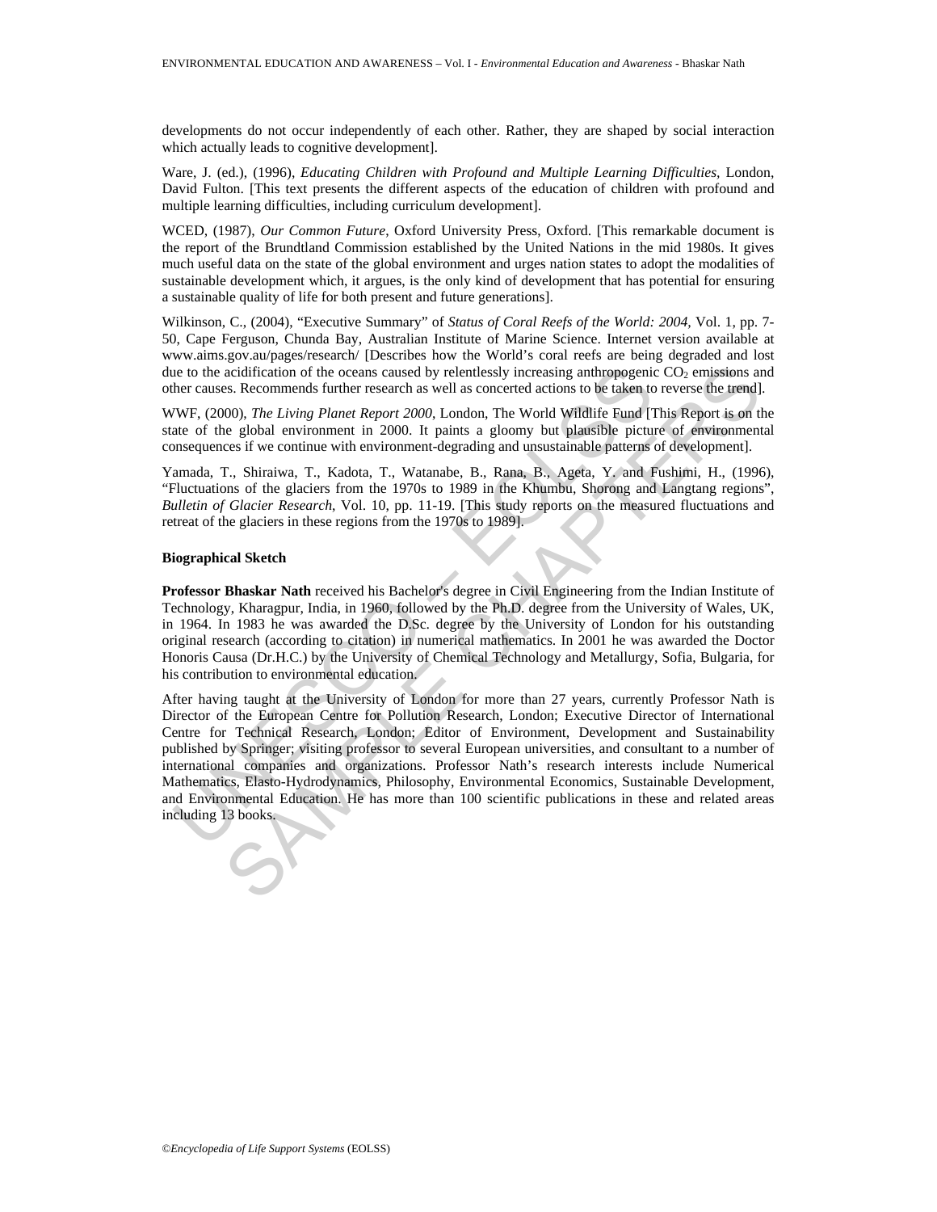developments do not occur independently of each other. Rather, they are shaped by social interaction which actually leads to cognitive development].

Ware, J. (ed.), (1996), *Educating Children with Profound and Multiple Learning Difficulties*, London, David Fulton. [This text presents the different aspects of the education of children with profound and multiple learning difficulties, including curriculum development].

WCED, (1987), *Our Common Future*, Oxford University Press, Oxford. [This remarkable document is the report of the Brundtland Commission established by the United Nations in the mid 1980s. It gives much useful data on the state of the global environment and urges nation states to adopt the modalities of sustainable development which, it argues, is the only kind of development that has potential for ensuring a sustainable quality of life for both present and future generations].

Wilkinson, C., (2004), "Executive Summary" of *Status of Coral Reefs of the World: 2004*, Vol. 1, pp. 7-50, Cape Ferguson, Chunda Bay, Australian Institute of Marine Science. Internet version available at www.aims.gov.au/pages/research/ [Describes how the World's coral reefs are being degraded and lost due to the acidification of the oceans caused by relentlessly increasing anthropogenic $CO_2$ emissions and other causes. Recommends further research as well as concerted actions to be taken to reverse the trend].

WWF, (2000), *The Living Planet Report 2000*, London, The World Wildlife Fund [This Report is on the state of the global environment in 2000. It paints a gloomy but plausible picture of environmental consequences if we continue with environment-degrading and unsustainable patterns of development].

Yamada, T., Shiraiwa, T., Kadota, T., Watanabe, B., Rana, B., Ageta, Y. and Fushimi, H., (1996), "Fluctuations of the glaciers from the 1970s to 1989 in the Khumbu, Shorong and Langtang regions", *Bulletin of Glacier Research*, Vol. 10, pp. 11-19. [This study reports on the measured fluctuations and retreat of the glaciers in these regions from the 1970s to 1989].

### Biographical Sketch

**Professor Bhaskar Nath** received his Bachelor's degree in Civil Engineering from the Indian Institute of Technology, Kharagpur, India, in 1960, followed by the Ph.D. degree from the University of Wales, UK, in 1964. In 1983 he was awarded the D.Sc. degree by the University of London for his outstanding original research (according to citation) in numerical mathematics. In 2001 he was awarded the Doctor Honoris Causa (Dr.H.C.) by the University of Chemical Technology and Metallurgy, Sofia, Bulgaria, for his contribution to environmental education.

After having taught at the University of London for more than 27 years, currently Professor Nath is Director of the European Centre for Pollution Research, London; Executive Director of International Centre for Technical Research, London; Editor of Environment, Development and Sustainability published by Springer; visiting professor to several European universities, and consultant to a number of international companies and organizations. Professor Nath's research interests include Numerical Mathematics, Elasto-Hydrodynamics, Philosophy, Environmental Economics, Sustainable Development, and Environmental Education. He has more than 100 scientific publications in these and related areas including 13 books.